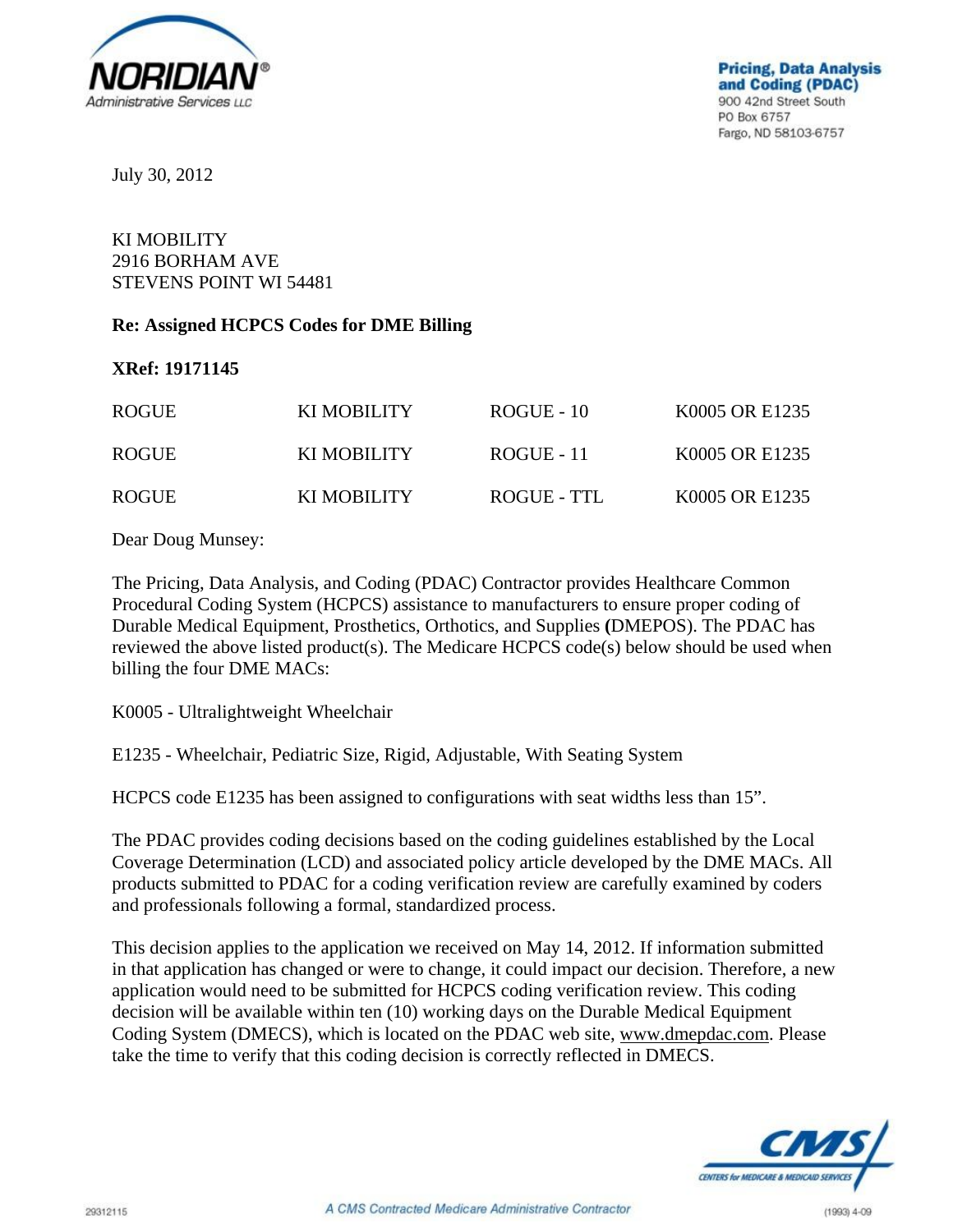NORIDIAN®
Administrative Services LLC

**Pricing, Data Analysis and Coding (PDAC)**
900 42nd Street South
PO Box 6757
Fargo, ND 58103-6757

July 30, 2012

KI MOBILITY
2916 BORHAM AVE
STEVENS POINT WI 54481

**Re: Assigned HCPCS Codes for DME Billing**

**XRef: 19171145**

| | | | |
|---|---|---|---|
| ROGUE | KI MOBILITY | ROGUE - 10 | K0005 OR E1235 |
| ROGUE | KI MOBILITY | ROGUE - 11 | K0005 OR E1235 |
| ROGUE | KI MOBILITY | ROGUE - TTL | K0005 OR E1235 |

Dear Doug Munsey:

The Pricing, Data Analysis, and Coding (PDAC) Contractor provides Healthcare Common Procedural Coding System (HCPCS) assistance to manufacturers to ensure proper coding of Durable Medical Equipment, Prosthetics, Orthotics, and Supplies (DMEPOS). The PDAC has reviewed the above listed product(s). The Medicare HCPCS code(s) below should be used when billing the four DME MACs:

K0005 - Ultralightweight Wheelchair

E1235 - Wheelchair, Pediatric Size, Rigid, Adjustable, With Seating System

HCPCS code E1235 has been assigned to configurations with seat widths less than 15".

The PDAC provides coding decisions based on the coding guidelines established by the Local Coverage Determination (LCD) and associated policy article developed by the DME MACs. All products submitted to PDAC for a coding verification review are carefully examined by coders and professionals following a formal, standardized process.

This decision applies to the application we received on May 14, 2012. If information submitted in that application has changed or were to change, it could impact our decision. Therefore, a new application would need to be submitted for HCPCS coding verification review. This coding decision will be available within ten (10) working days on the Durable Medical Equipment Coding System (DMECS), which is located on the PDAC web site, www.dmepdac.com. Please take the time to verify that this coding decision is correctly reflected in DMECS.

CMS
CENTERS for MEDICARE & MEDICAID SERVICES

29312115 A CMS Contracted Medicare Administrative Contractor (1993) 4-09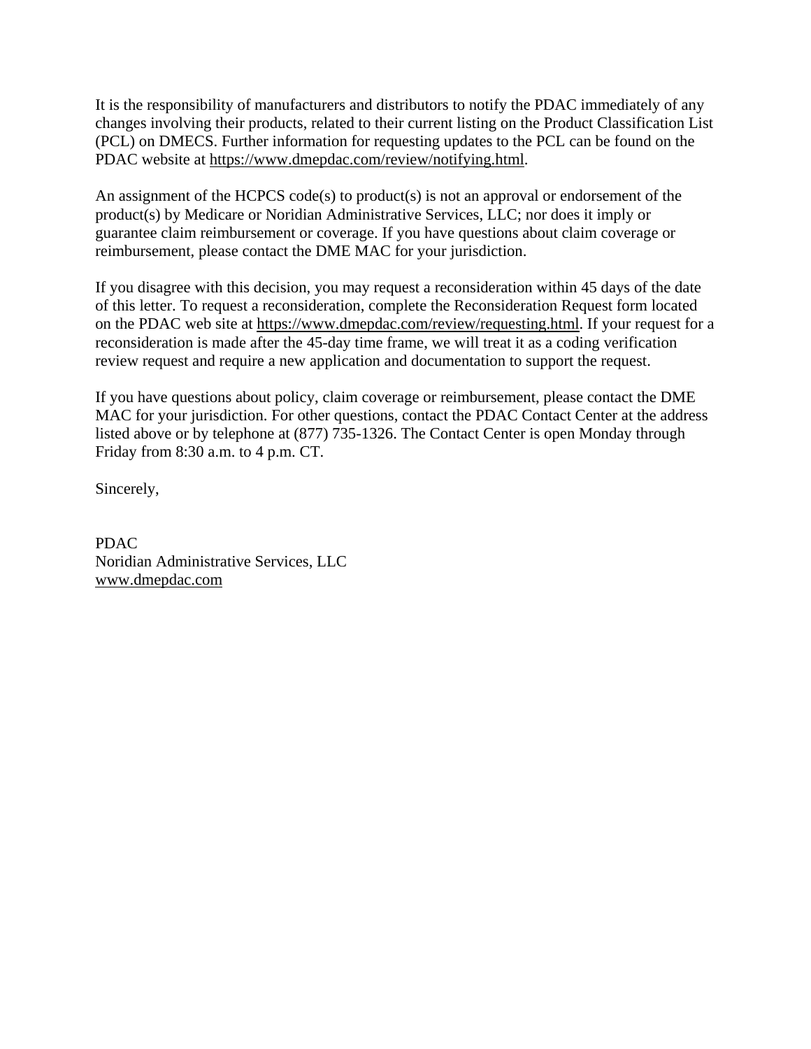It is the responsibility of manufacturers and distributors to notify the PDAC immediately of any changes involving their products, related to their current listing on the Product Classification List (PCL) on DMECS. Further information for requesting updates to the PCL can be found on the PDAC website at https://www.dmepdac.com/review/notifying.html.

An assignment of the HCPCS code(s) to product(s) is not an approval or endorsement of the product(s) by Medicare or Noridian Administrative Services, LLC; nor does it imply or guarantee claim reimbursement or coverage. If you have questions about claim coverage or reimbursement, please contact the DME MAC for your jurisdiction.

If you disagree with this decision, you may request a reconsideration within 45 days of the date of this letter. To request a reconsideration, complete the Reconsideration Request form located on the PDAC web site at https://www.dmepdac.com/review/requesting.html. If your request for a reconsideration is made after the 45-day time frame, we will treat it as a coding verification review request and require a new application and documentation to support the request.

If you have questions about policy, claim coverage or reimbursement, please contact the DME MAC for your jurisdiction. For other questions, contact the PDAC Contact Center at the address listed above or by telephone at (877) 735-1326. The Contact Center is open Monday through Friday from 8:30 a.m. to 4 p.m. CT.

Sincerely,

PDAC
Noridian Administrative Services, LLC
www.dmepdac.com